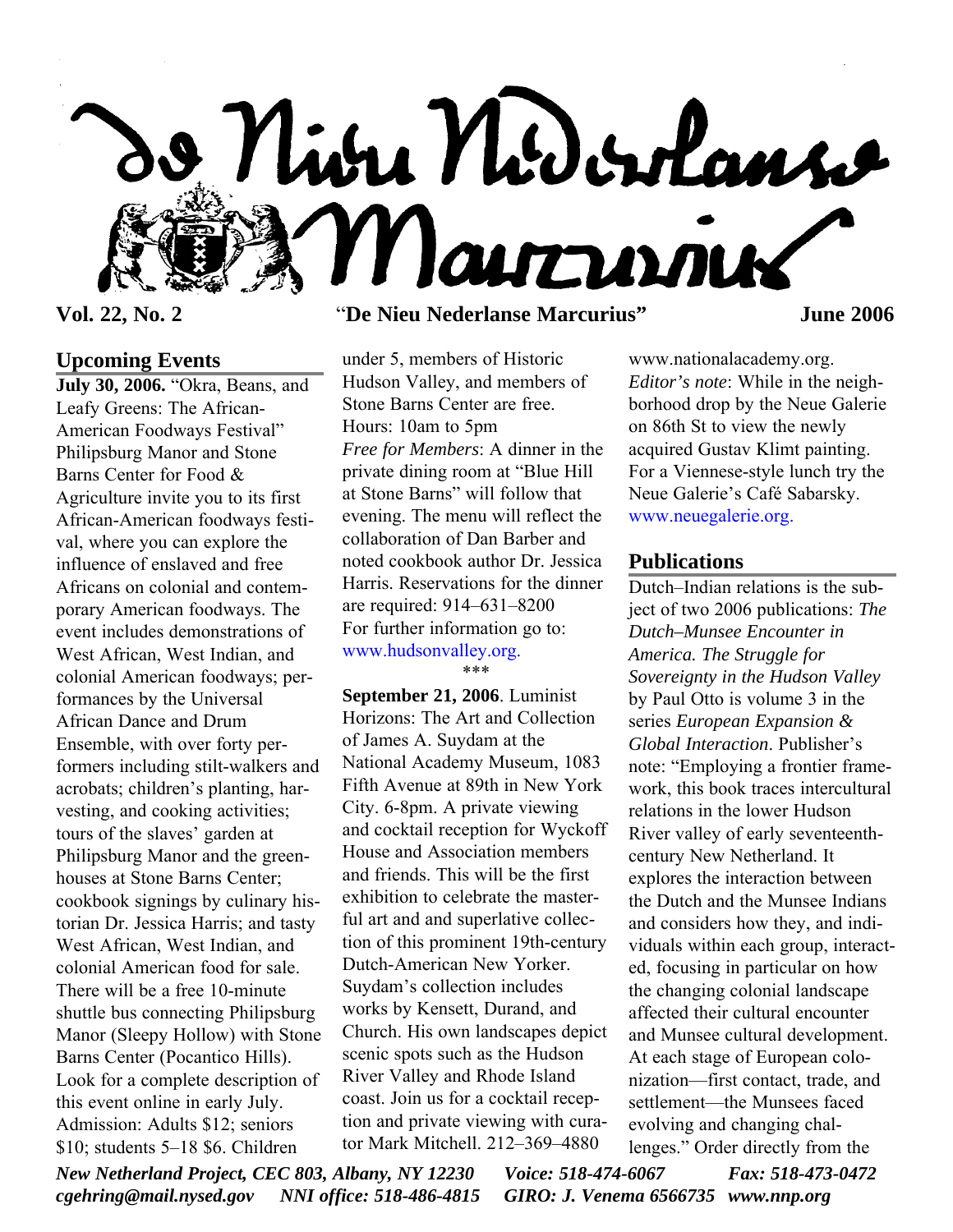# De Nieu Nederlanse Marcurius

**Vol. 22, No. 2** "**De Nieu Nederlanse Marcurius**" **June 2006**

## Upcoming Events

**July 30, 2006.** "Okra, Beans, and Leafy Greens: The African-American Foodways Festival" Philipsburg Manor and Stone Barns Center for Food & Agriculture invite you to its first African-American foodways festival, where you can explore the influence of enslaved and free Africans on colonial and contemporary American foodways. The event includes demonstrations of West African, West Indian, and colonial American foodways; performances by the Universal African Dance and Drum Ensemble, with over forty performers including stilt-walkers and acrobats; children's planting, harvesting, and cooking activities; tours of the slaves' garden at Philipsburg Manor and the greenhouses at Stone Barns Center; cookbook signings by culinary historian Dr. Jessica Harris; and tasty West African, West Indian, and colonial American food for sale. There will be a free 10-minute shuttle bus connecting Philipsburg Manor (Sleepy Hollow) with Stone Barns Center (Pocantico Hills). Look for a complete description of this event online in early July. Admission: Adults $12; seniors $10; students 5–18 $6. Children under 5, members of Historic Hudson Valley, and members of Stone Barns Center are free. Hours: 10am to 5pm

*Free for Members*: A dinner in the private dining room at "Blue Hill at Stone Barns" will follow that evening. The menu will reflect the collaboration of Dan Barber and noted cookbook author Dr. Jessica Harris. Reservations for the dinner are required: 914–631–8200

For further information go to: www.hudsonvalley.org.

\*\*\*

**September 21, 2006**. Luminist Horizons: The Art and Collection of James A. Suydam at the National Academy Museum, 1083 Fifth Avenue at 89th in New York City. 6-8pm. A private viewing and cocktail reception for Wyckoff House and Association members and friends. This will be the first exhibition to celebrate the masterful art and and superlative collection of this prominent 19th-century Dutch-American New Yorker. Suydam's collection includes works by Kensett, Durand, and Church. His own landscapes depict scenic spots such as the Hudson River Valley and Rhode Island coast. Join us for a cocktail reception and private viewing with curator Mark Mitchell. 212–369–4880 www.nationalacademy.org.

*Editor's note*: While in the neighborhood drop by the Neue Galerie on 86th St to view the newly acquired Gustav Klimt painting. For a Viennese-style lunch try the Neue Galerie's Café Sabarsky. www.neuegalerie.org.

## Publications

Dutch–Indian relations is the subject of two 2006 publications: *The Dutch–Munsee Encounter in America. The Struggle for Sovereignty in the Hudson Valley* by Paul Otto is volume 3 in the series *European Expansion & Global Interaction*. Publisher's note: "Employing a frontier framework, this book traces intercultural relations in the lower Hudson River valley of early seventeenth-century New Netherland. It explores the interaction between the Dutch and the Munsee Indians and considers how they, and individuals within each group, interacted, focusing in particular on how the changing colonial landscape affected their cultural encounter and Munsee cultural development. At each stage of European colonization—first contact, trade, and settlement—the Munsees faced evolving and changing challenges." Order directly from the

*New Netherland Project, CEC 803, Albany, NY 12230 Voice: 518-474-6067 Fax: 518-473-0472*
*cgehring@mail.nysed.gov NNI office: 518-486-4815 GIRO: J. Venema 6566735 www.nnp.org*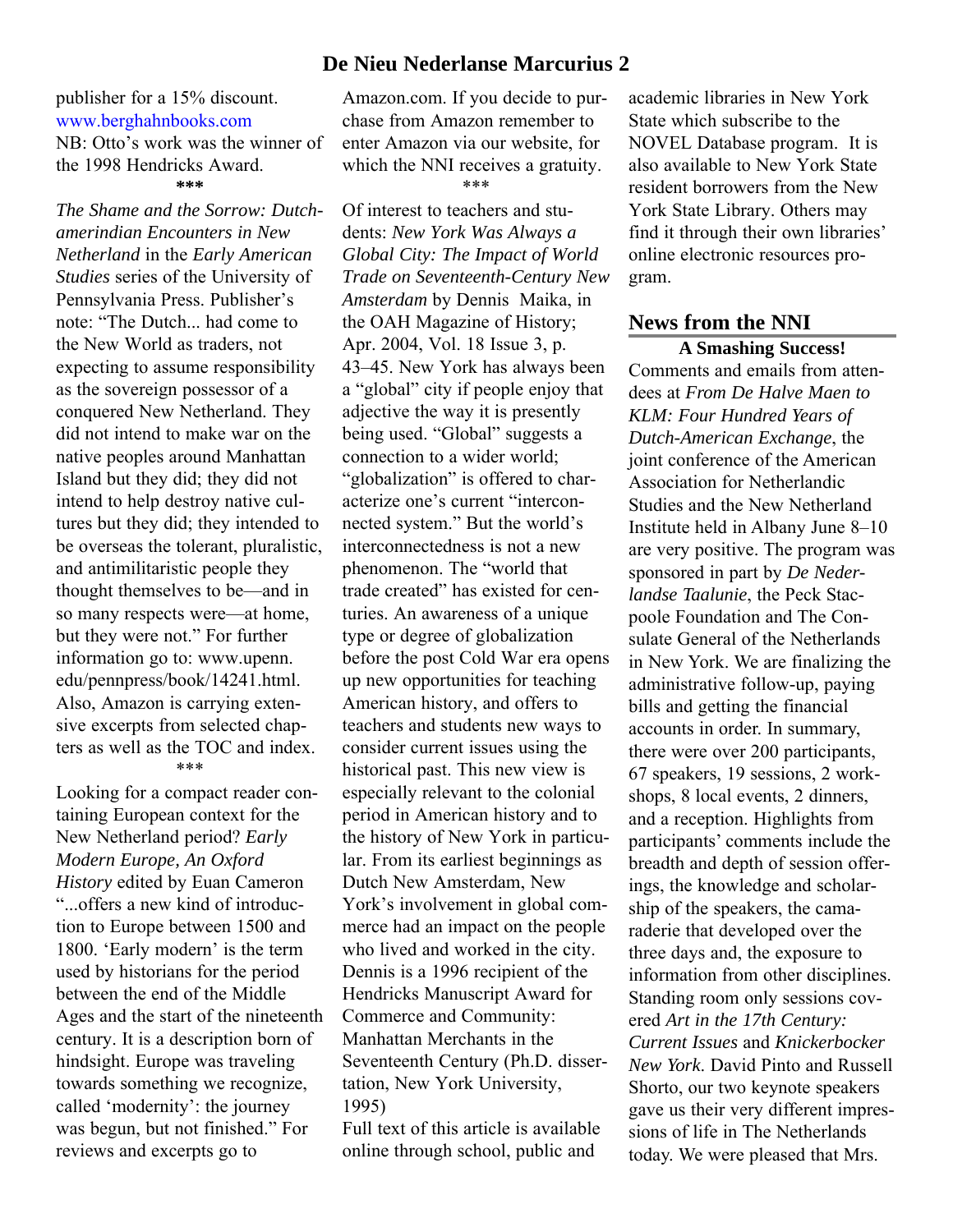publisher for a 15% discount. www.berghahnbooks.com
NB: Otto's work was the winner of the 1998 Hendricks Award.

***

*The Shame and the Sorrow: Dutch-amerindian Encounters in New Netherland* in the *Early American Studies* series of the University of Pennsylvania Press. Publisher's note: "The Dutch... had come to the New World as traders, not expecting to assume responsibility as the sovereign possessor of a conquered New Netherland. They did not intend to make war on the native peoples around Manhattan Island but they did; they did not intend to help destroy native cultures but they did; they intended to be overseas the tolerant, pluralistic, and antimilitaristic people they thought themselves to be—and in so many respects were—at home, but they were not." For further information go to: www.upenn.edu/pennpress/book/14241.html. Also, Amazon is carrying extensive excerpts from selected chapters as well as the TOC and index.

***

Looking for a compact reader containing European context for the New Netherland period? *Early Modern Europe, An Oxford History* edited by Euan Cameron "...offers a new kind of introduction to Europe between 1500 and 1800. 'Early modern' is the term used by historians for the period between the end of the Middle Ages and the start of the nineteenth century. It is a description born of hindsight. Europe was traveling towards something we recognize, called 'modernity': the journey was begun, but not finished." For reviews and excerpts go to Amazon.com. If you decide to purchase from Amazon remember to enter Amazon via our website, for which the NNI receives a gratuity.

***

Of interest to teachers and students: *New York Was Always a Global City: The Impact of World Trade on Seventeenth-Century New Amsterdam* by Dennis Maika, in the OAH Magazine of History; Apr. 2004, Vol. 18 Issue 3, p. 43–45. New York has always been a "global" city if people enjoy that adjective the way it is presently being used. "Global" suggests a connection to a wider world; "globalization" is offered to characterize one's current "interconnected system." But the world's interconnectedness is not a new phenomenon. The "world that trade created" has existed for centuries. An awareness of a unique type or degree of globalization before the post Cold War era opens up new opportunities for teaching American history, and offers to teachers and students new ways to consider current issues using the historical past. This new view is especially relevant to the colonial period in American history and to the history of New York in particular. From its earliest beginnings as Dutch New Amsterdam, New York's involvement in global commerce had an impact on the people who lived and worked in the city. Dennis is a 1996 recipient of the Hendricks Manuscript Award for Commerce and Community: Manhattan Merchants in the Seventeenth Century (Ph.D. dissertation, New York University, 1995)
Full text of this article is available online through school, public and academic libraries in New York State which subscribe to the NOVEL Database program. It is also available to New York State resident borrowers from the New York State Library. Others may find it through their own libraries' online electronic resources program.

## News from the NNI

**A Smashing Success!**

Comments and emails from attendees at *From De Halve Maen to KLM: Four Hundred Years of Dutch-American Exchange*, the joint conference of the American Association for Netherlandic Studies and the New Netherland Institute held in Albany June 8–10 are very positive. The program was sponsored in part by *De Nederlandse Taalunie*, the Peck Stacpoole Foundation and The Consulate General of the Netherlands in New York. We are finalizing the administrative follow-up, paying bills and getting the financial accounts in order. In summary, there were over 200 participants, 67 speakers, 19 sessions, 2 workshops, 8 local events, 2 dinners, and a reception. Highlights from participants' comments include the breadth and depth of session offerings, the knowledge and scholarship of the speakers, the camaraderie that developed over the three days and, the exposure to information from other disciplines. Standing room only sessions covered *Art in the 17th Century: Current Issues* and *Knickerbocker New York*. David Pinto and Russell Shorto, our two keynote speakers gave us their very different impressions of life in The Netherlands today. We were pleased that Mrs.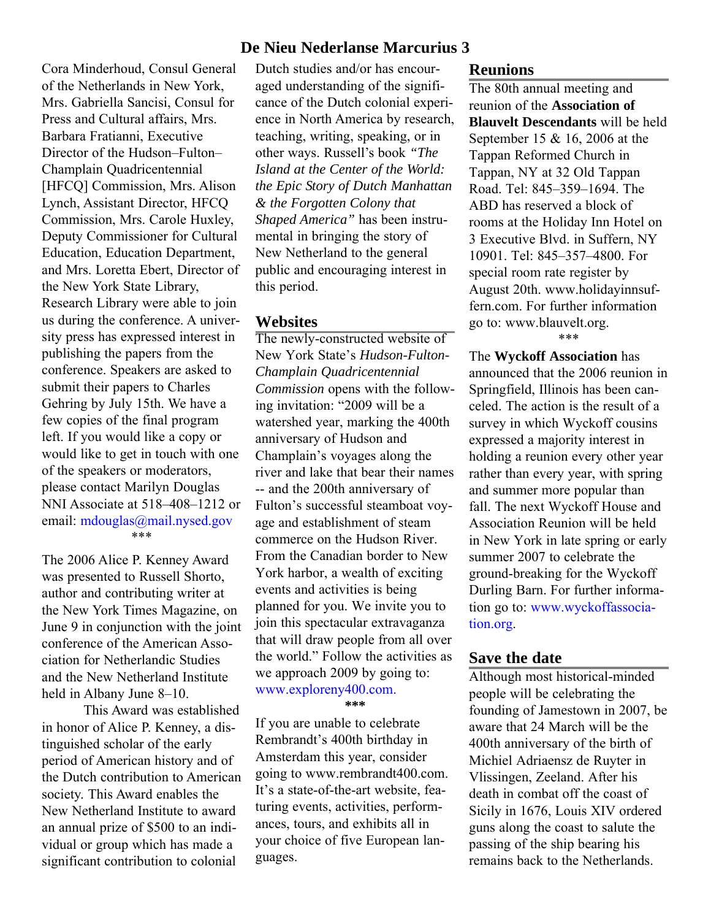Cora Minderhoud, Consul General of the Netherlands in New York, Mrs. Gabriella Sancisi, Consul for Press and Cultural affairs, Mrs. Barbara Fratianni, Executive Director of the Hudson–Fulton–Champlain Quadricentennial [HFCQ] Commission, Mrs. Alison Lynch, Assistant Director, HFCQ Commission, Mrs. Carole Huxley, Deputy Commissioner for Cultural Education, Education Department, and Mrs. Loretta Ebert, Director of the New York State Library, Research Library were able to join us during the conference. A university press has expressed interest in publishing the papers from the conference. Speakers are asked to submit their papers to Charles Gehring by July 15th. We have a few copies of the final program left. If you would like a copy or would like to get in touch with one of the speakers or moderators, please contact Marilyn Douglas NNI Associate at 518–408–1212 or email: mdouglas@mail.nysed.gov

\*\*\*

The 2006 Alice P. Kenney Award was presented to Russell Shorto, author and contributing writer at the New York Times Magazine, on June 9 in conjunction with the joint conference of the American Association for Netherlandic Studies and the New Netherland Institute held in Albany June 8–10.

This Award was established in honor of Alice P. Kenney, a distinguished scholar of the early period of American history and of the Dutch contribution to American society. This Award enables the New Netherland Institute to award an annual prize of $500 to an individual or group which has made a significant contribution to colonial Dutch studies and/or has encouraged understanding of the significance of the Dutch colonial experience in North America by research, teaching, writing, speaking, or in other ways. Russell's book *"The Island at the Center of the World: the Epic Story of Dutch Manhattan & the Forgotten Colony that Shaped America"* has been instrumental in bringing the story of New Netherland to the general public and encouraging interest in this period.

## Websites

The newly-constructed website of New York State's *Hudson-Fulton-Champlain Quadricentennial Commission* opens with the following invitation: "2009 will be a watershed year, marking the 400th anniversary of Hudson and Champlain's voyages along the river and lake that bear their names -- and the 200th anniversary of Fulton's successful steamboat voyage and establishment of steam commerce on the Hudson River. From the Canadian border to New York harbor, a wealth of exciting events and activities is being planned for you. We invite you to join this spectacular extravaganza that will draw people from all over the world." Follow the activities as we approach 2009 by going to: www.exploreny400.com.

**\*\*\***

If you are unable to celebrate Rembrandt's 400th birthday in Amsterdam this year, consider going to www.rembrandt400.com. It's a state-of-the-art website, featuring events, activities, performances, tours, and exhibits all in your choice of five European languages.

## Reunions

The 80th annual meeting and reunion of the **Association of Blauvelt Descendants** will be held September 15 & 16, 2006 at the Tappan Reformed Church in Tappan, NY at 32 Old Tappan Road. Tel: 845–359–1694. The ABD has reserved a block of rooms at the Holiday Inn Hotel on 3 Executive Blvd. in Suffern, NY 10901. Tel: 845–357–4800. For special room rate register by August 20th. www.holidayinnsuffern.com. For further information go to: www.blauvelt.org.

\*\*\*

The **Wyckoff Association** has announced that the 2006 reunion in Springfield, Illinois has been canceled. The action is the result of a survey in which Wyckoff cousins expressed a majority interest in holding a reunion every other year rather than every year, with spring and summer more popular than fall. The next Wyckoff House and Association Reunion will be held in New York in late spring or early summer 2007 to celebrate the ground-breaking for the Wyckoff Durling Barn. For further information go to: www.wyckoffassociation.org.

## Save the date

Although most historical-minded people will be celebrating the founding of Jamestown in 2007, be aware that 24 March will be the 400th anniversary of the birth of Michiel Adriaensz de Ruyter in Vlissingen, Zeeland. After his death in combat off the coast of Sicily in 1676, Louis XIV ordered guns along the coast to salute the passing of the ship bearing his remains back to the Netherlands.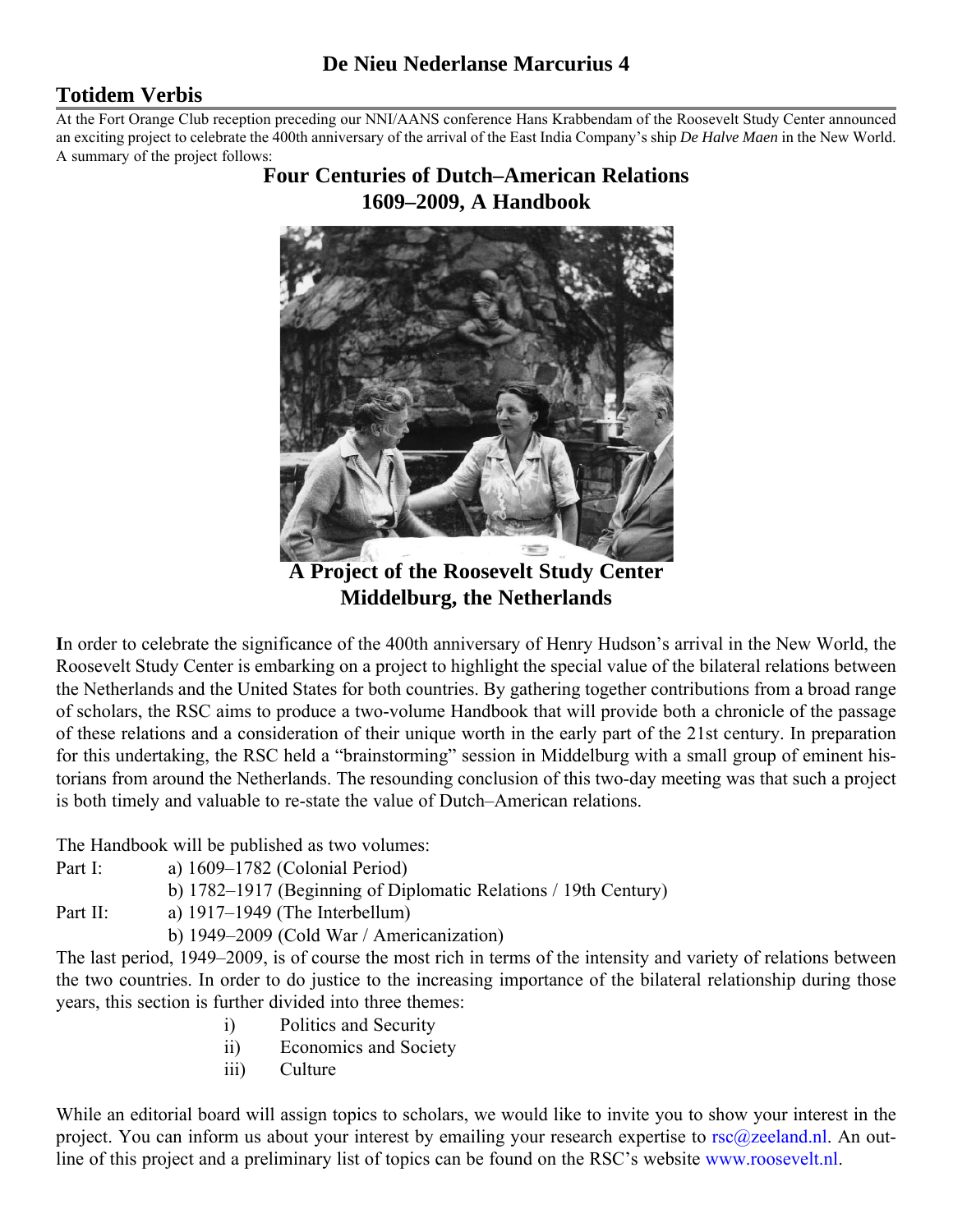# De Nieu Nederlanse Marcurius 4

## Totidem Verbis

At the Fort Orange Club reception preceding our NNI/AANS conference Hans Krabbendam of the Roosevelt Study Center announced an exciting project to celebrate the 400th anniversary of the arrival of the East India Company's ship *De Halve Maen* in the New World. A summary of the project follows:

### Four Centuries of Dutch–American Relations 1609–2009, A Handbook

**A Project of the Roosevelt Study Center Middelburg, the Netherlands**

**I**n order to celebrate the significance of the 400th anniversary of Henry Hudson's arrival in the New World, the Roosevelt Study Center is embarking on a project to highlight the special value of the bilateral relations between the Netherlands and the United States for both countries. By gathering together contributions from a broad range of scholars, the RSC aims to produce a two-volume Handbook that will provide both a chronicle of the passage of these relations and a consideration of their unique worth in the early part of the 21st century. In preparation for this undertaking, the RSC held a "brainstorming" session in Middelburg with a small group of eminent historians from around the Netherlands. The resounding conclusion of this two-day meeting was that such a project is both timely and valuable to re-state the value of Dutch–American relations.

The Handbook will be published as two volumes:

Part I:
- a) 1609–1782 (Colonial Period)
- b) 1782–1917 (Beginning of Diplomatic Relations / 19th Century)

Part II:
- a) 1917–1949 (The Interbellum)
- b) 1949–2009 (Cold War / Americanization)

The last period, 1949–2009, is of course the most rich in terms of the intensity and variety of relations between the two countries. In order to do justice to the increasing importance of the bilateral relationship during those years, this section is further divided into three themes:

- i) Politics and Security
- ii) Economics and Society
- iii) Culture

While an editorial board will assign topics to scholars, we would like to invite you to show your interest in the project. You can inform us about your interest by emailing your research expertise to rsc@zeeland.nl. An outline of this project and a preliminary list of topics can be found on the RSC's website www.roosevelt.nl.